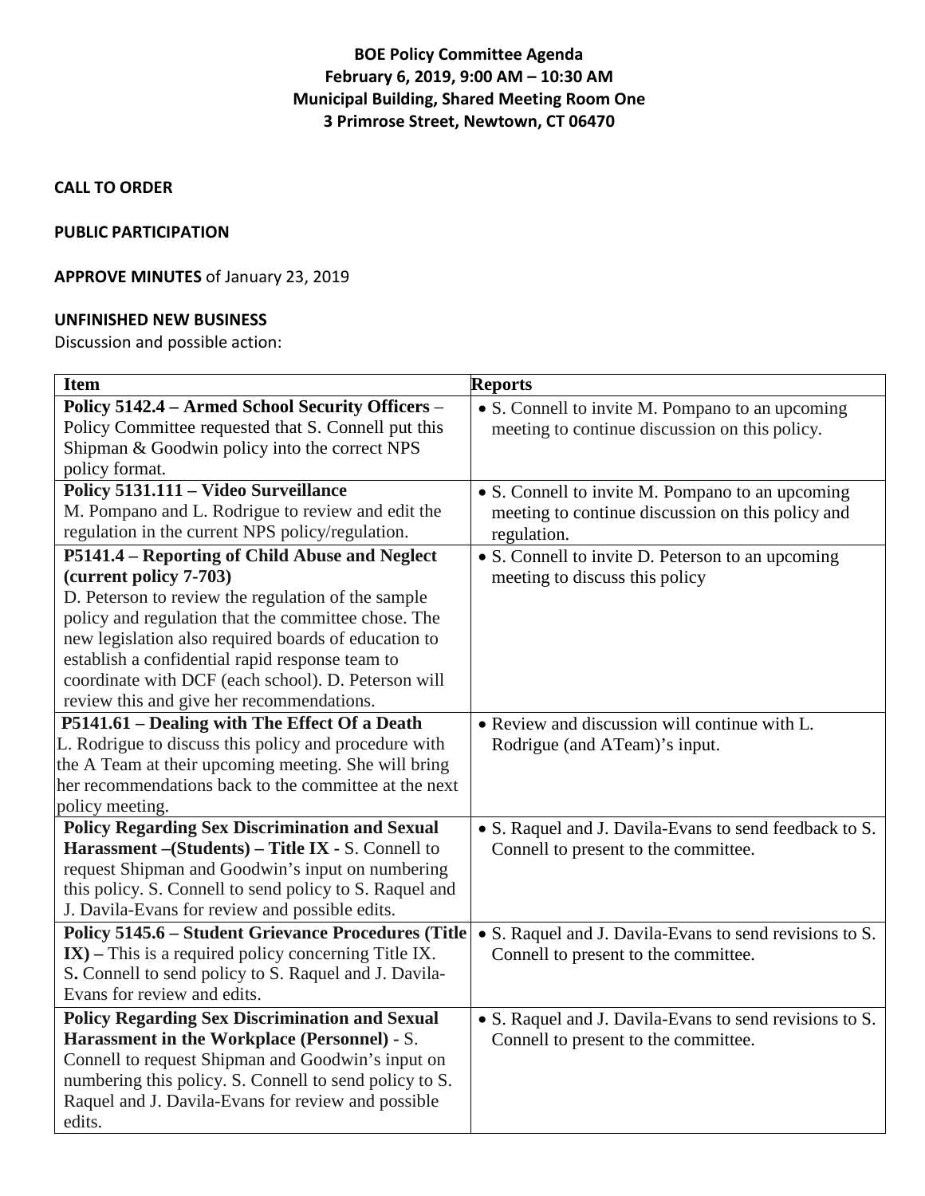# BOE Policy Committee Agenda
## February 6, 2019, 9:00 AM – 10:30 AM
## Municipal Building, Shared Meeting Room One
## 3 Primrose Street, Newtown, CT 06470

**CALL TO ORDER**

**PUBLIC PARTICIPATION**

**APPROVE MINUTES** of January 23, 2019

**UNFINISHED NEW BUSINESS**

Discussion and possible action:

| Item | Reports |
|---|---|
| **Policy 5142.4 – Armed School Security Officers** – Policy Committee requested that S. Connell put this Shipman & Goodwin policy into the correct NPS policy format. | • S. Connell to invite M. Pompano to an upcoming meeting to continue discussion on this policy. |
| **Policy 5131.111 – Video Surveillance** M. Pompano and L. Rodrigue to review and edit the regulation in the current NPS policy/regulation. | • S. Connell to invite M. Pompano to an upcoming meeting to continue discussion on this policy and regulation. |
| **P5141.4 – Reporting of Child Abuse and Neglect (current policy 7-703)** D. Peterson to review the regulation of the sample policy and regulation that the committee chose. The new legislation also required boards of education to establish a confidential rapid response team to coordinate with DCF (each school). D. Peterson will review this and give her recommendations. | • S. Connell to invite D. Peterson to an upcoming meeting to discuss this policy |
| **P5141.61 – Dealing with The Effect Of a Death** L. Rodrigue to discuss this policy and procedure with the A Team at their upcoming meeting. She will bring her recommendations back to the committee at the next policy meeting. | • Review and discussion will continue with L. Rodrigue (and ATeam)'s input. |
| **Policy Regarding Sex Discrimination and Sexual Harassment –(Students) – Title IX** - S. Connell to request Shipman and Goodwin's input on numbering this policy. S. Connell to send policy to S. Raquel and J. Davila-Evans for review and possible edits. | • S. Raquel and J. Davila-Evans to send feedback to S. Connell to present to the committee. |
| **Policy 5145.6 – Student Grievance Procedures (Title IX) –** This is a required policy concerning Title IX. S**.** Connell to send policy to S. Raquel and J. Davila-Evans for review and edits. | • S. Raquel and J. Davila-Evans to send revisions to S. Connell to present to the committee. |
| **Policy Regarding Sex Discrimination and Sexual Harassment in the Workplace (Personnel)** - S. Connell to request Shipman and Goodwin's input on numbering this policy. S. Connell to send policy to S. Raquel and J. Davila-Evans for review and possible edits. | • S. Raquel and J. Davila-Evans to send revisions to S. Connell to present to the committee. |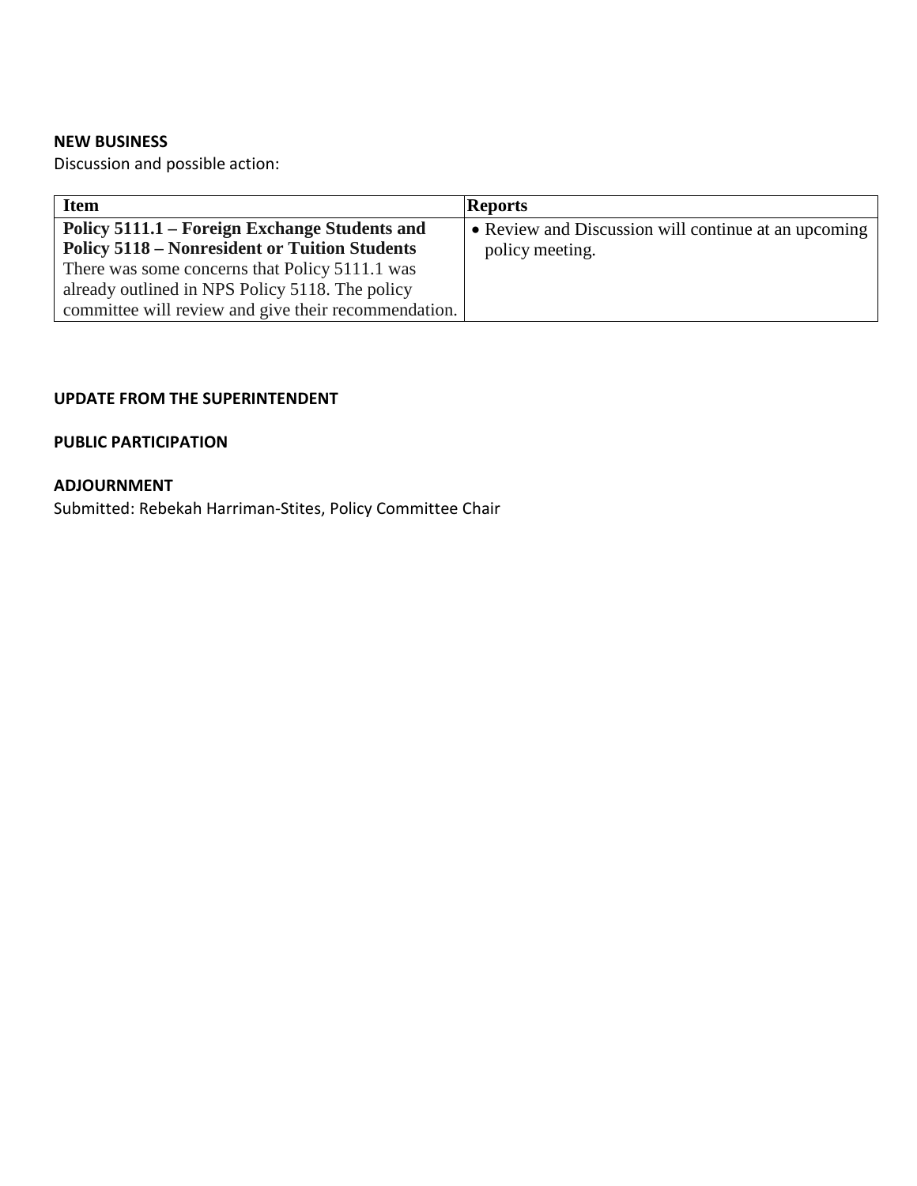**NEW BUSINESS**

Discussion and possible action:

| Item | Reports |
|---|---|
| **Policy 5111.1 – Foreign Exchange Students and Policy 5118 – Nonresident or Tuition Students** There was some concerns that Policy 5111.1 was already outlined in NPS Policy 5118. The policy committee will review and give their recommendation. | • Review and Discussion will continue at an upcoming policy meeting. |

**UPDATE FROM THE SUPERINTENDENT**

**PUBLIC PARTICIPATION**

**ADJOURNMENT**

Submitted: Rebekah Harriman-Stites, Policy Committee Chair